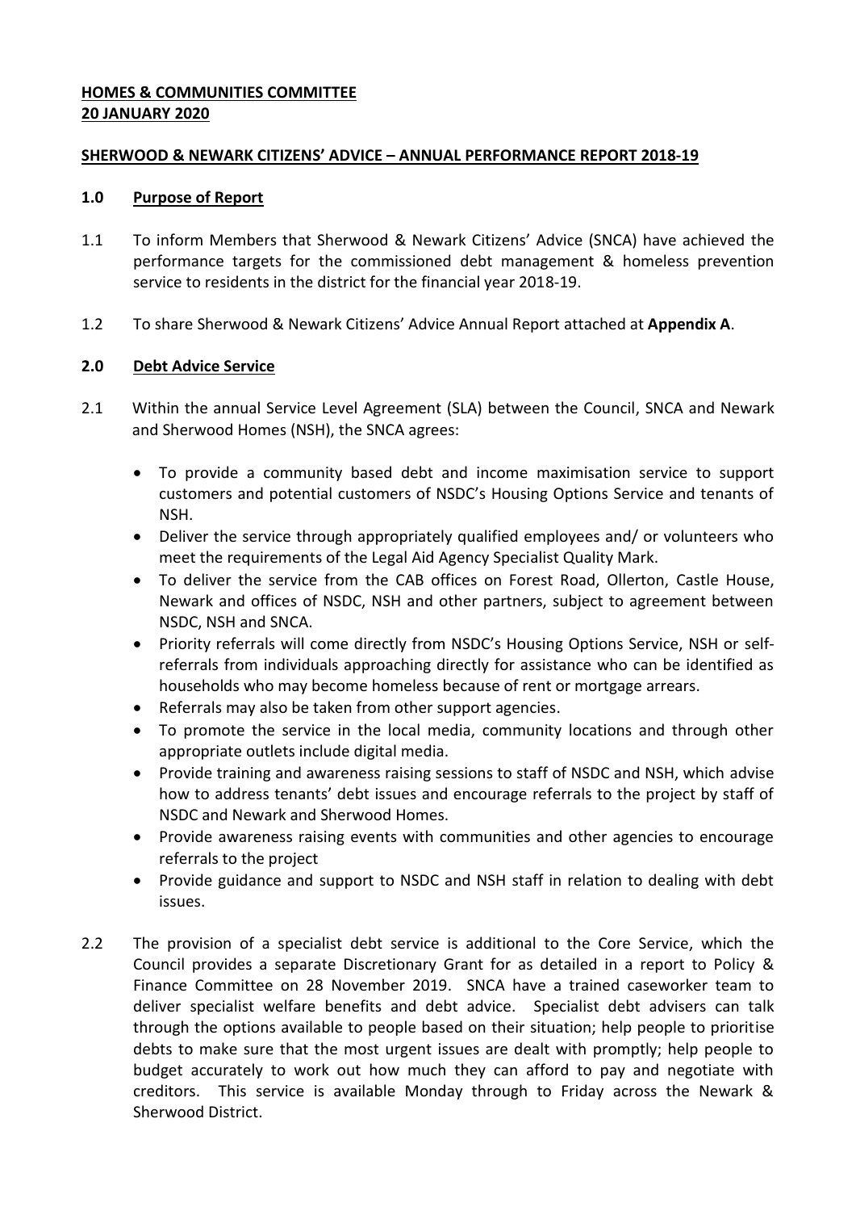**HOMES & COMMUNITIES COMMITTEE**
**20 JANUARY 2020**

**SHERWOOD & NEWARK CITIZENS' ADVICE – ANNUAL PERFORMANCE REPORT 2018-19**

## 1.0 Purpose of Report

1.1 To inform Members that Sherwood & Newark Citizens' Advice (SNCA) have achieved the performance targets for the commissioned debt management & homeless prevention service to residents in the district for the financial year 2018-19.

1.2 To share Sherwood & Newark Citizens' Advice Annual Report attached at **Appendix A**.

## 2.0 Debt Advice Service

2.1 Within the annual Service Level Agreement (SLA) between the Council, SNCA and Newark and Sherwood Homes (NSH), the SNCA agrees:

- To provide a community based debt and income maximisation service to support customers and potential customers of NSDC's Housing Options Service and tenants of NSH.
- Deliver the service through appropriately qualified employees and/ or volunteers who meet the requirements of the Legal Aid Agency Specialist Quality Mark.
- To deliver the service from the CAB offices on Forest Road, Ollerton, Castle House, Newark and offices of NSDC, NSH and other partners, subject to agreement between NSDC, NSH and SNCA.
- Priority referrals will come directly from NSDC's Housing Options Service, NSH or self-referrals from individuals approaching directly for assistance who can be identified as households who may become homeless because of rent or mortgage arrears.
- Referrals may also be taken from other support agencies.
- To promote the service in the local media, community locations and through other appropriate outlets include digital media.
- Provide training and awareness raising sessions to staff of NSDC and NSH, which advise how to address tenants' debt issues and encourage referrals to the project by staff of NSDC and Newark and Sherwood Homes.
- Provide awareness raising events with communities and other agencies to encourage referrals to the project
- Provide guidance and support to NSDC and NSH staff in relation to dealing with debt issues.

2.2 The provision of a specialist debt service is additional to the Core Service, which the Council provides a separate Discretionary Grant for as detailed in a report to Policy & Finance Committee on 28 November 2019. SNCA have a trained caseworker team to deliver specialist welfare benefits and debt advice. Specialist debt advisers can talk through the options available to people based on their situation; help people to prioritise debts to make sure that the most urgent issues are dealt with promptly; help people to budget accurately to work out how much they can afford to pay and negotiate with creditors. This service is available Monday through to Friday across the Newark & Sherwood District.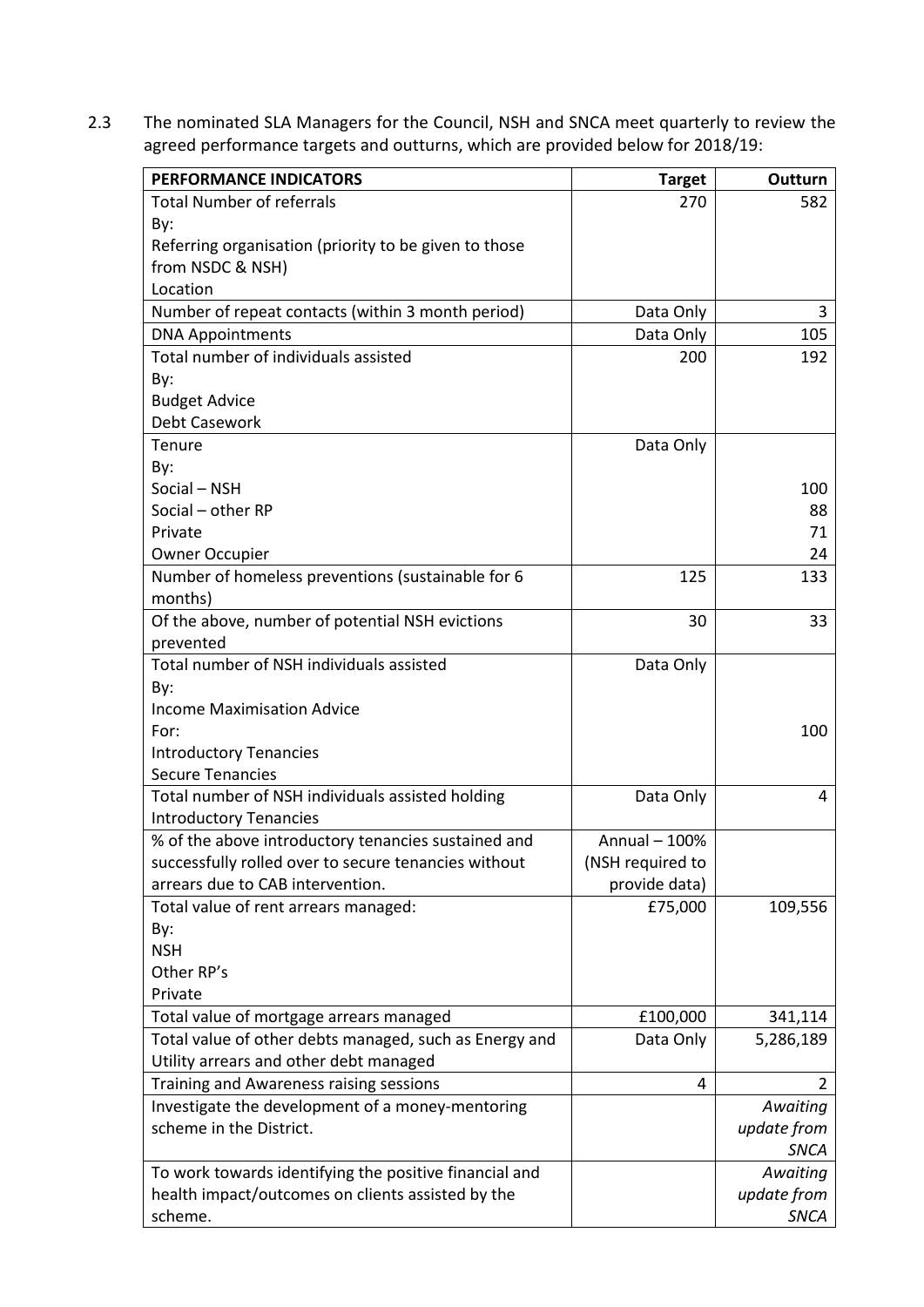2.3 The nominated SLA Managers for the Council, NSH and SNCA meet quarterly to review the agreed performance targets and outturns, which are provided below for 2018/19:

| PERFORMANCE INDICATORS | Target | Outturn |
|---|---|---|
| Total Number of referrals<br>By:<br>Referring organisation (priority to be given to those from NSDC & NSH)<br>Location | 270 | 582 |
| Number of repeat contacts (within 3 month period) | Data Only | 3 |
| DNA Appointments | Data Only | 105 |
| Total number of individuals assisted<br>By:<br>Budget Advice<br>Debt Casework | 200 | 192 |
| Tenure<br>By:<br>Social – NSH<br>Social – other RP<br>Private<br>Owner Occupier | Data Only | <br><br>100<br>88<br>71<br>24 |
| Number of homeless preventions (sustainable for 6 months) | 125 | 133 |
| Of the above, number of potential NSH evictions prevented | 30 | 33 |
| Total number of NSH individuals assisted<br>By:<br>Income Maximisation Advice<br>For:<br>Introductory Tenancies<br>Secure Tenancies | Data Only | 100 |
| Total number of NSH individuals assisted holding Introductory Tenancies | Data Only | 4 |
| % of the above introductory tenancies sustained and successfully rolled over to secure tenancies without arrears due to CAB intervention. | Annual – 100% (NSH required to provide data) | |
| Total value of rent arrears managed:<br>By:<br>NSH<br>Other RP's<br>Private | £75,000 | 109,556 |
| Total value of mortgage arrears managed | £100,000 | 341,114 |
| Total value of other debts managed, such as Energy and Utility arrears and other debt managed | Data Only | 5,286,189 |
| Training and Awareness raising sessions | 4 | 2 |
| Investigate the development of a money-mentoring scheme in the District. | | *Awaiting update from SNCA* |
| To work towards identifying the positive financial and health impact/outcomes on clients assisted by the scheme. | | *Awaiting update from SNCA* |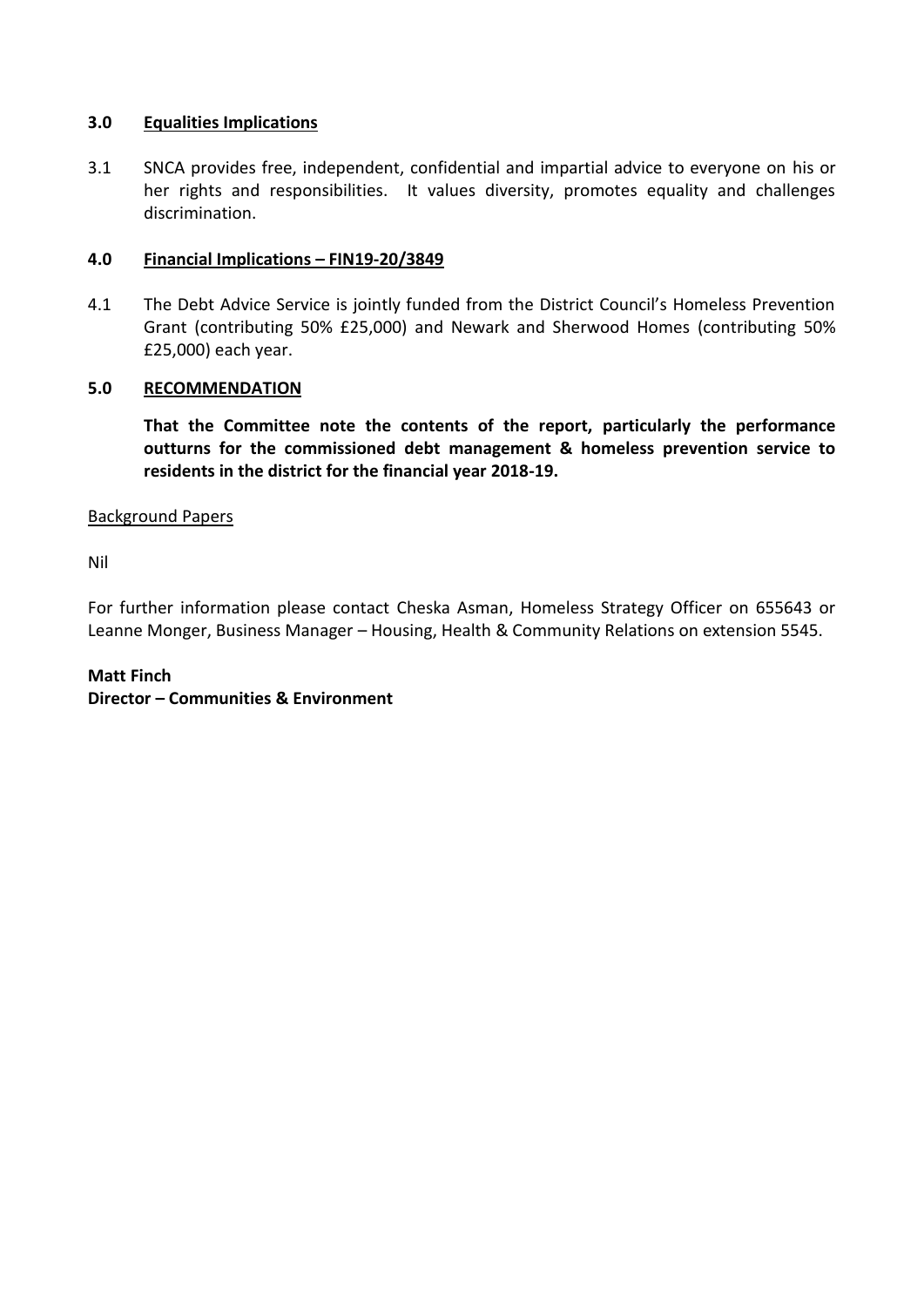## 3.0 <u>Equalities Implications</u>

3.1 SNCA provides free, independent, confidential and impartial advice to everyone on his or her rights and responsibilities. It values diversity, promotes equality and challenges discrimination.

## 4.0 <u>Financial Implications – FIN19-20/3849</u>

4.1 The Debt Advice Service is jointly funded from the District Council's Homeless Prevention Grant (contributing 50% £25,000) and Newark and Sherwood Homes (contributing 50% £25,000) each year.

## 5.0 <u>RECOMMENDATION</u>

**That the Committee note the contents of the report, particularly the performance outturns for the commissioned debt management & homeless prevention service to residents in the district for the financial year 2018-19.**

<u>Background Papers</u>

Nil

For further information please contact Cheska Asman, Homeless Strategy Officer on 655643 or Leanne Monger, Business Manager – Housing, Health & Community Relations on extension 5545.

**Matt Finch**
**Director – Communities & Environment**